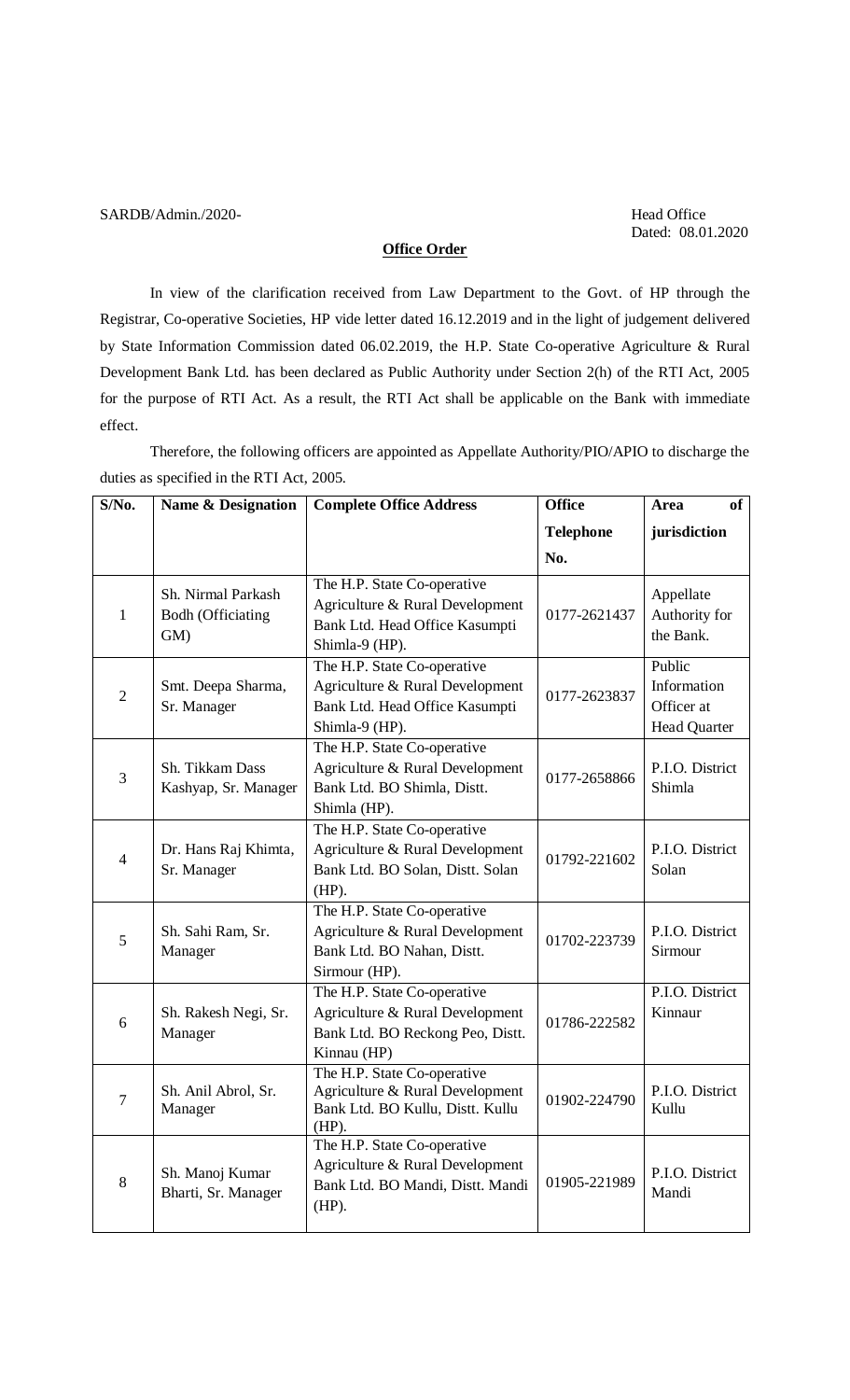SARDB/Admin./2020-

Head Office
Dated: 08.01.2020

**Office Order**

In view of the clarification received from Law Department to the Govt. of HP through the Registrar, Co-operative Societies, HP vide letter dated 16.12.2019 and in the light of judgement delivered by State Information Commission dated 06.02.2019, the H.P. State Co-operative Agriculture & Rural Development Bank Ltd. has been declared as Public Authority under Section 2(h) of the RTI Act, 2005 for the purpose of RTI Act. As a result, the RTI Act shall be applicable on the Bank with immediate effect.

Therefore, the following officers are appointed as Appellate Authority/PIO/APIO to discharge the duties as specified in the RTI Act, 2005.

| S/No. | Name & Designation | Complete Office Address | Office Telephone No. | Area of jurisdiction |
|---|---|---|---|---|
| 1 | Sh. Nirmal Parkash Bodh (Officiating GM) | The H.P. State Co-operative Agriculture & Rural Development Bank Ltd. Head Office Kasumpti Shimla-9 (HP). | 0177-2621437 | Appellate Authority for the Bank. |
| 2 | Smt. Deepa Sharma, Sr. Manager | The H.P. State Co-operative Agriculture & Rural Development Bank Ltd. Head Office Kasumpti Shimla-9 (HP). | 0177-2623837 | Public Information Officer at Head Quarter |
| 3 | Sh. Tikkam Dass Kashyap, Sr. Manager | The H.P. State Co-operative Agriculture & Rural Development Bank Ltd. BO Shimla, Distt. Shimla (HP). | 0177-2658866 | P.I.O. District Shimla |
| 4 | Dr. Hans Raj Khimta, Sr. Manager | The H.P. State Co-operative Agriculture & Rural Development Bank Ltd. BO Solan, Distt. Solan (HP). | 01792-221602 | P.I.O. District Solan |
| 5 | Sh. Sahi Ram, Sr. Manager | The H.P. State Co-operative Agriculture & Rural Development Bank Ltd. BO Nahan, Distt. Sirmour (HP). | 01702-223739 | P.I.O. District Sirmour |
| 6 | Sh. Rakesh Negi, Sr. Manager | The H.P. State Co-operative Agriculture & Rural Development Bank Ltd. BO Reckong Peo, Distt. Kinnau (HP) | 01786-222582 | P.I.O. District Kinnaur |
| 7 | Sh. Anil Abrol, Sr. Manager | The H.P. State Co-operative Agriculture & Rural Development Bank Ltd. BO Kullu, Distt. Kullu (HP). | 01902-224790 | P.I.O. District Kullu |
| 8 | Sh. Manoj Kumar Bharti, Sr. Manager | The H.P. State Co-operative Agriculture & Rural Development Bank Ltd. BO Mandi, Distt. Mandi (HP). | 01905-221989 | P.I.O. District Mandi |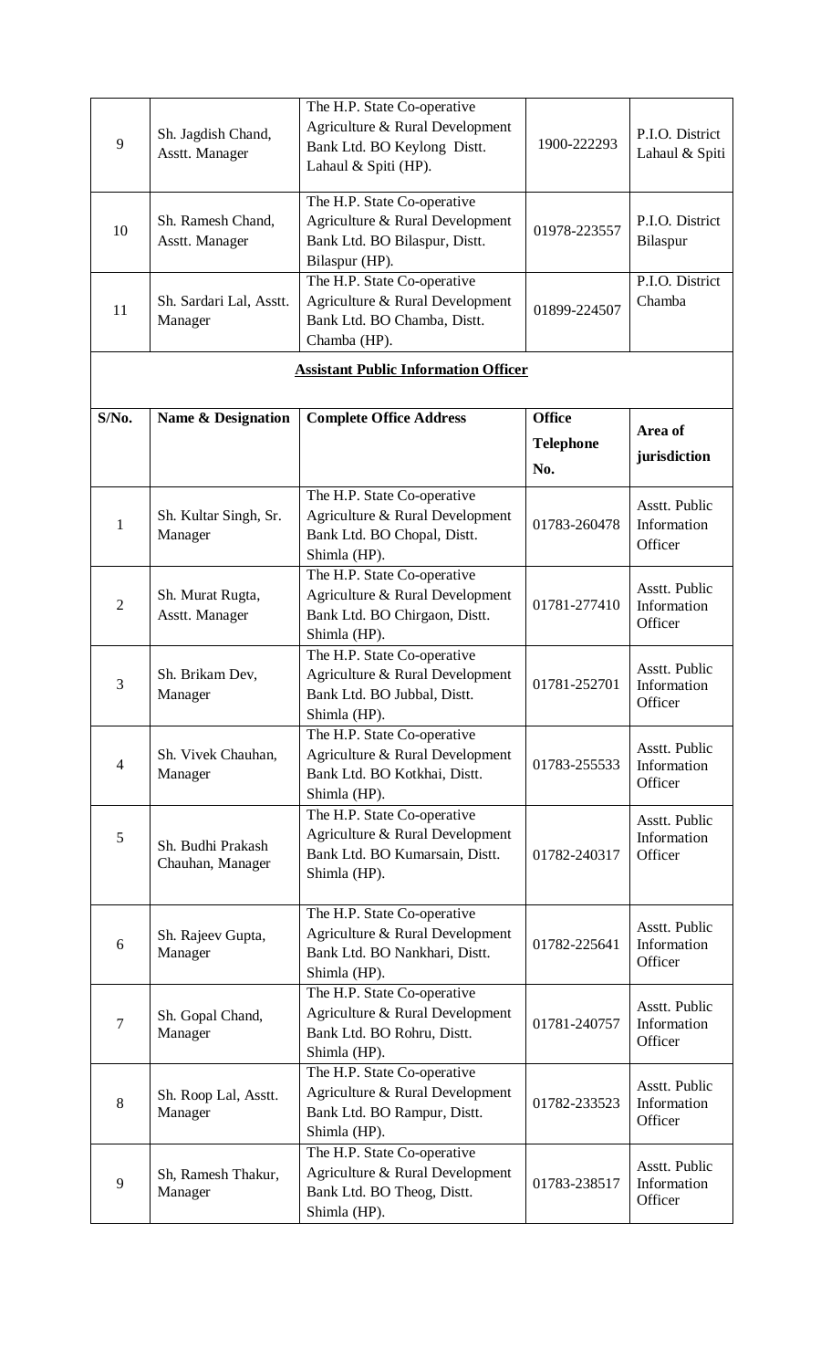| 9 | Sh. Jagdish Chand, Asstt. Manager | The H.P. State Co-operative Agriculture & Rural Development Bank Ltd. BO Keylong Distt. Lahaul & Spiti (HP). | 1900-222293 | P.I.O. District Lahaul & Spiti |
|---|---|---|---|---|
| 10 | Sh. Ramesh Chand, Asstt. Manager | The H.P. State Co-operative Agriculture & Rural Development Bank Ltd. BO Bilaspur, Distt. Bilaspur (HP). | 01978-223557 | P.I.O. District Bilaspur |
| 11 | Sh. Sardari Lal, Asstt. Manager | The H.P. State Co-operative Agriculture & Rural Development Bank Ltd. BO Chamba, Distt. Chamba (HP). | 01899-224507 | P.I.O. District Chamba |

**Assistant Public Information Officer**

| S/No. | Name & Designation | Complete Office Address | Office Telephone No. | Area of jurisdiction |
|---|---|---|---|---|
| 1 | Sh. Kultar Singh, Sr. Manager | The H.P. State Co-operative Agriculture & Rural Development Bank Ltd. BO Chopal, Distt. Shimla (HP). | 01783-260478 | Asstt. Public Information Officer |
| 2 | Sh. Murat Rugta, Asstt. Manager | The H.P. State Co-operative Agriculture & Rural Development Bank Ltd. BO Chirgaon, Distt. Shimla (HP). | 01781-277410 | Asstt. Public Information Officer |
| 3 | Sh. Brikam Dev, Manager | The H.P. State Co-operative Agriculture & Rural Development Bank Ltd. BO Jubbal, Distt. Shimla (HP). | 01781-252701 | Asstt. Public Information Officer |
| 4 | Sh. Vivek Chauhan, Manager | The H.P. State Co-operative Agriculture & Rural Development Bank Ltd. BO Kotkhai, Distt. Shimla (HP). | 01783-255533 | Asstt. Public Information Officer |
| 5 | Sh. Budhi Prakash Chauhan, Manager | The H.P. State Co-operative Agriculture & Rural Development Bank Ltd. BO Kumarsain, Distt. Shimla (HP). | 01782-240317 | Asstt. Public Information Officer |
| 6 | Sh. Rajeev Gupta, Manager | The H.P. State Co-operative Agriculture & Rural Development Bank Ltd. BO Nankhari, Distt. Shimla (HP). | 01782-225641 | Asstt. Public Information Officer |
| 7 | Sh. Gopal Chand, Manager | The H.P. State Co-operative Agriculture & Rural Development Bank Ltd. BO Rohru, Distt. Shimla (HP). | 01781-240757 | Asstt. Public Information Officer |
| 8 | Sh. Roop Lal, Asstt. Manager | The H.P. State Co-operative Agriculture & Rural Development Bank Ltd. BO Rampur, Distt. Shimla (HP). | 01782-233523 | Asstt. Public Information Officer |
| 9 | Sh, Ramesh Thakur, Manager | The H.P. State Co-operative Agriculture & Rural Development Bank Ltd. BO Theog, Distt. Shimla (HP). | 01783-238517 | Asstt. Public Information Officer |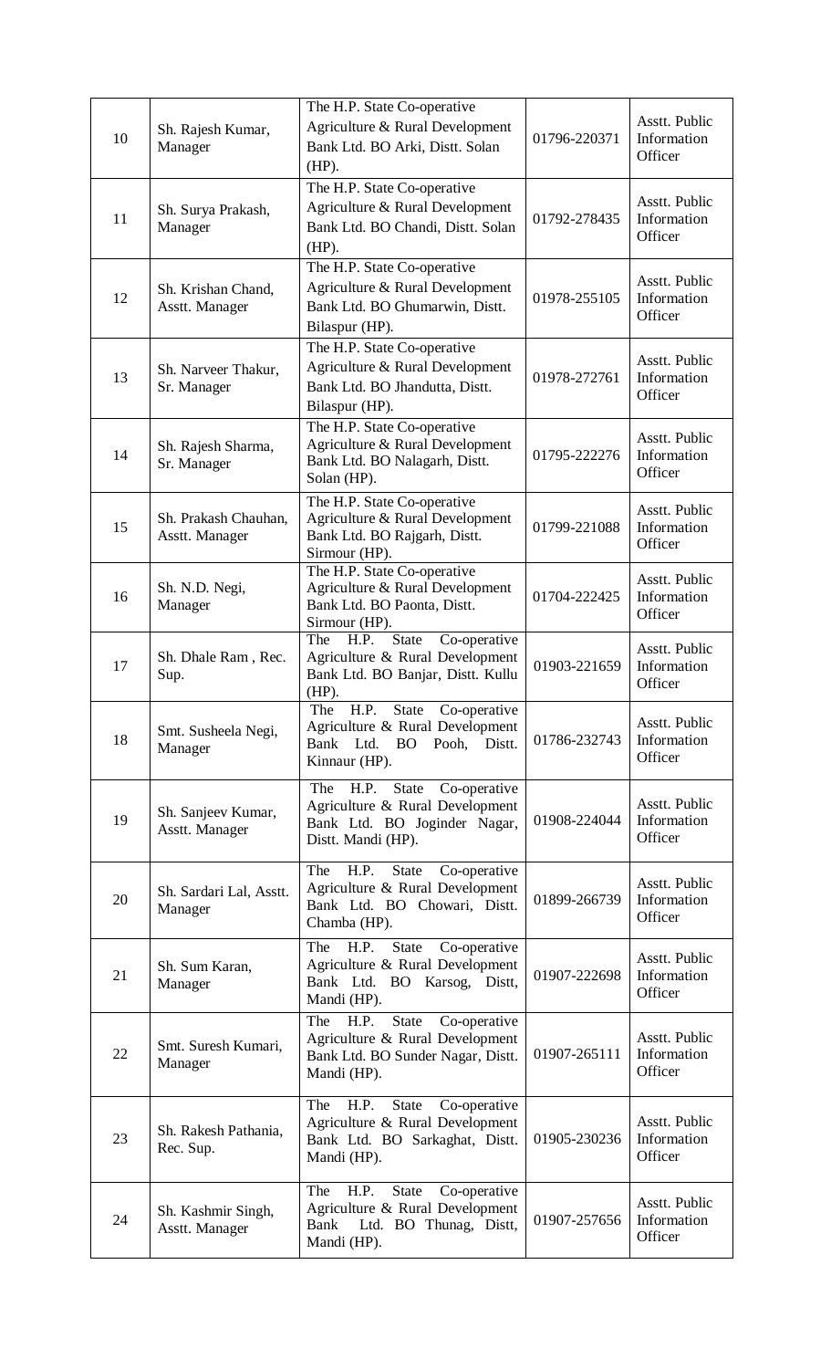| 10 | Sh. Rajesh Kumar, Manager | The H.P. State Co-operative Agriculture & Rural Development Bank Ltd. BO Arki, Distt. Solan (HP). | 01796-220371 | Asstt. Public Information Officer |
|---|---|---|---|---|
| 11 | Sh. Surya Prakash, Manager | The H.P. State Co-operative Agriculture & Rural Development Bank Ltd. BO Chandi, Distt. Solan (HP). | 01792-278435 | Asstt. Public Information Officer |
| 12 | Sh. Krishan Chand, Asstt. Manager | The H.P. State Co-operative Agriculture & Rural Development Bank Ltd. BO Ghumarwin, Distt. Bilaspur (HP). | 01978-255105 | Asstt. Public Information Officer |
| 13 | Sh. Narveer Thakur, Sr. Manager | The H.P. State Co-operative Agriculture & Rural Development Bank Ltd. BO Jhandutta, Distt. Bilaspur (HP). | 01978-272761 | Asstt. Public Information Officer |
| 14 | Sh. Rajesh Sharma, Sr. Manager | The H.P. State Co-operative Agriculture & Rural Development Bank Ltd. BO Nalagarh, Distt. Solan (HP). | 01795-222276 | Asstt. Public Information Officer |
| 15 | Sh. Prakash Chauhan, Asstt. Manager | The H.P. State Co-operative Agriculture & Rural Development Bank Ltd. BO Rajgarh, Distt. Sirmour (HP). | 01799-221088 | Asstt. Public Information Officer |
| 16 | Sh. N.D. Negi, Manager | The H.P. State Co-operative Agriculture & Rural Development Bank Ltd. BO Paonta, Distt. Sirmour (HP). | 01704-222425 | Asstt. Public Information Officer |
| 17 | Sh. Dhale Ram , Rec. Sup. | The H.P. State Co-operative Agriculture & Rural Development Bank Ltd. BO Banjar, Distt. Kullu (HP). | 01903-221659 | Asstt. Public Information Officer |
| 18 | Smt. Susheela Negi, Manager | The H.P. State Co-operative Agriculture & Rural Development Bank Ltd. BO Pooh, Distt. Kinnaur (HP). | 01786-232743 | Asstt. Public Information Officer |
| 19 | Sh. Sanjeev Kumar, Asstt. Manager | The H.P. State Co-operative Agriculture & Rural Development Bank Ltd. BO Joginder Nagar, Distt. Mandi (HP). | 01908-224044 | Asstt. Public Information Officer |
| 20 | Sh. Sardari Lal, Asstt. Manager | The H.P. State Co-operative Agriculture & Rural Development Bank Ltd. BO Chowari, Distt. Chamba (HP). | 01899-266739 | Asstt. Public Information Officer |
| 21 | Sh. Sum Karan, Manager | The H.P. State Co-operative Agriculture & Rural Development Bank Ltd. BO Karsog, Distt, Mandi (HP). | 01907-222698 | Asstt. Public Information Officer |
| 22 | Smt. Suresh Kumari, Manager | The H.P. State Co-operative Agriculture & Rural Development Bank Ltd. BO Sunder Nagar, Distt. Mandi (HP). | 01907-265111 | Asstt. Public Information Officer |
| 23 | Sh. Rakesh Pathania, Rec. Sup. | The H.P. State Co-operative Agriculture & Rural Development Bank Ltd. BO Sarkaghat, Distt. Mandi (HP). | 01905-230236 | Asstt. Public Information Officer |
| 24 | Sh. Kashmir Singh, Asstt. Manager | The H.P. State Co-operative Agriculture & Rural Development Bank Ltd. BO Thunag, Distt, Mandi (HP). | 01907-257656 | Asstt. Public Information Officer |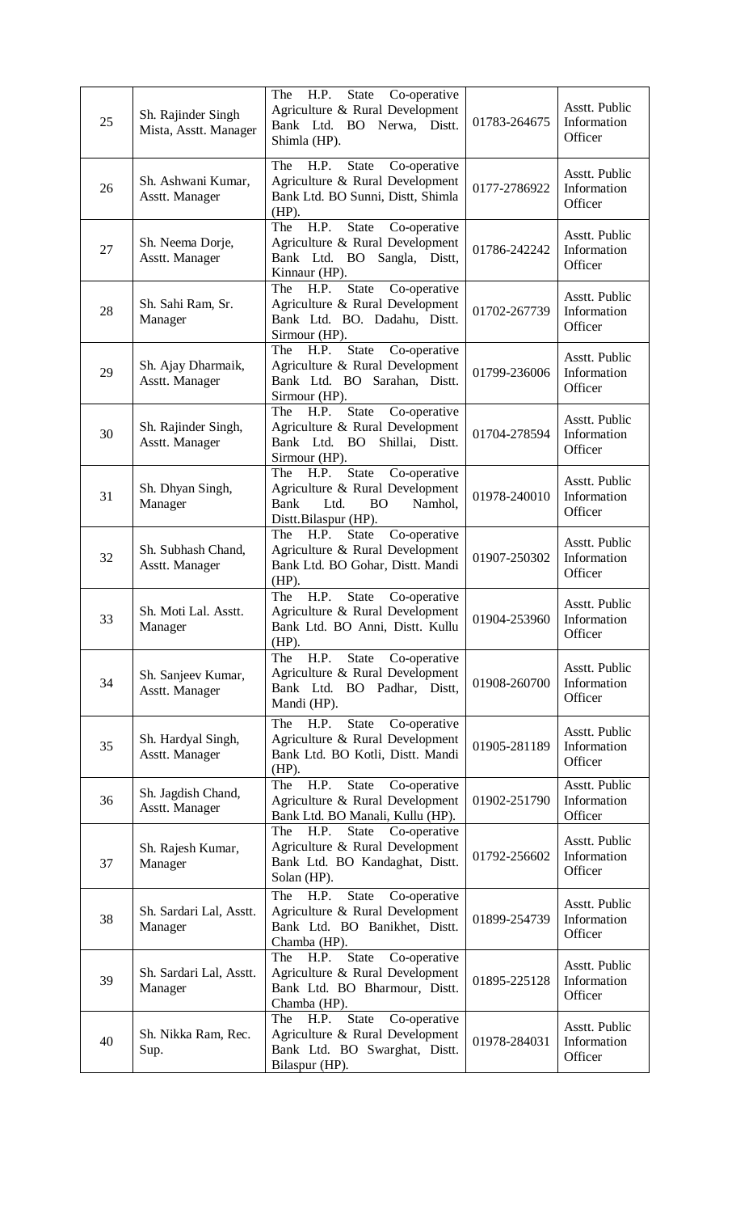| 25 | Sh. Rajinder Singh Mista, Asstt. Manager | The H.P. State Co-operative Agriculture & Rural Development Bank Ltd. BO Nerwa, Distt. Shimla (HP). | 01783-264675 | Asstt. Public Information Officer |
|---|---|---|---|---|
| 26 | Sh. Ashwani Kumar, Asstt. Manager | The H.P. State Co-operative Agriculture & Rural Development Bank Ltd. BO Sunni, Distt, Shimla (HP). | 0177-2786922 | Asstt. Public Information Officer |
| 27 | Sh. Neema Dorje, Asstt. Manager | The H.P. State Co-operative Agriculture & Rural Development Bank Ltd. BO Sangla, Distt, Kinnaur (HP). | 01786-242242 | Asstt. Public Information Officer |
| 28 | Sh. Sahi Ram, Sr. Manager | The H.P. State Co-operative Agriculture & Rural Development Bank Ltd. BO. Dadahu, Distt. Sirmour (HP). | 01702-267739 | Asstt. Public Information Officer |
| 29 | Sh. Ajay Dharmaik, Asstt. Manager | The H.P. State Co-operative Agriculture & Rural Development Bank Ltd. BO Sarahan, Distt. Sirmour (HP). | 01799-236006 | Asstt. Public Information Officer |
| 30 | Sh. Rajinder Singh, Asstt. Manager | The H.P. State Co-operative Agriculture & Rural Development Bank Ltd. BO Shillai, Distt. Sirmour (HP). | 01704-278594 | Asstt. Public Information Officer |
| 31 | Sh. Dhyan Singh, Manager | The H.P. State Co-operative Agriculture & Rural Development Bank Ltd. BO Namhol, Distt.Bilaspur (HP). | 01978-240010 | Asstt. Public Information Officer |
| 32 | Sh. Subhash Chand, Asstt. Manager | The H.P. State Co-operative Agriculture & Rural Development Bank Ltd. BO Gohar, Distt. Mandi (HP). | 01907-250302 | Asstt. Public Information Officer |
| 33 | Sh. Moti Lal. Asstt. Manager | The H.P. State Co-operative Agriculture & Rural Development Bank Ltd. BO Anni, Distt. Kullu (HP). | 01904-253960 | Asstt. Public Information Officer |
| 34 | Sh. Sanjeev Kumar, Asstt. Manager | The H.P. State Co-operative Agriculture & Rural Development Bank Ltd. BO Padhar, Distt, Mandi (HP). | 01908-260700 | Asstt. Public Information Officer |
| 35 | Sh. Hardyal Singh, Asstt. Manager | The H.P. State Co-operative Agriculture & Rural Development Bank Ltd. BO Kotli, Distt. Mandi (HP). | 01905-281189 | Asstt. Public Information Officer |
| 36 | Sh. Jagdish Chand, Asstt. Manager | The H.P. State Co-operative Agriculture & Rural Development Bank Ltd. BO Manali, Kullu (HP). | 01902-251790 | Asstt. Public Information Officer |
| 37 | Sh. Rajesh Kumar, Manager | The H.P. State Co-operative Agriculture & Rural Development Bank Ltd. BO Kandaghat, Distt. Solan (HP). | 01792-256602 | Asstt. Public Information Officer |
| 38 | Sh. Sardari Lal, Asstt. Manager | The H.P. State Co-operative Agriculture & Rural Development Bank Ltd. BO Banikhet, Distt. Chamba (HP). | 01899-254739 | Asstt. Public Information Officer |
| 39 | Sh. Sardari Lal, Asstt. Manager | The H.P. State Co-operative Agriculture & Rural Development Bank Ltd. BO Bharmour, Distt. Chamba (HP). | 01895-225128 | Asstt. Public Information Officer |
| 40 | Sh. Nikka Ram, Rec. Sup. | The H.P. State Co-operative Agriculture & Rural Development Bank Ltd. BO Swarghat, Distt. Bilaspur (HP). | 01978-284031 | Asstt. Public Information Officer |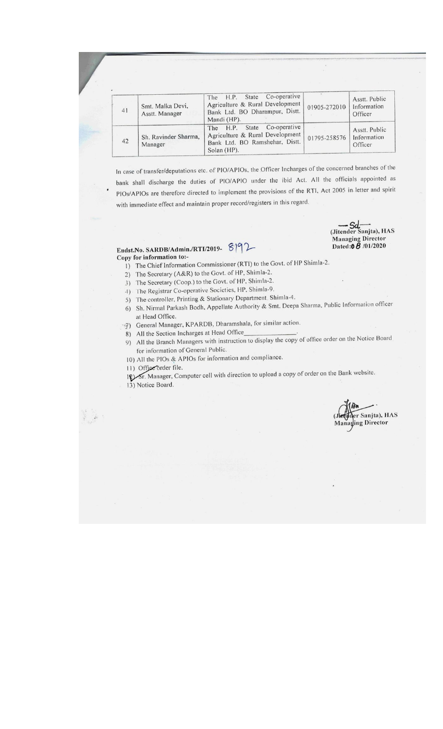| | | | | |
|---|---|---|---|---|
| 41 | Smt. Malka Devi, Asstt. Manager | The H.P. State Co-operative Agriculture & Rural Development Bank Ltd. BO Dharampur, Distt. Mandi (HP). | 01905-272010 | Asstt. Public Information Officer |
| 42 | Sh. Ravinder Sharma, Manager | The H.P. State Co-operative Agriculture & Rural Development Bank Ltd. BO Ramshehar, Distt. Solan (HP). | 01795-258576 | Asstt. Public Information Officer |

In case of transfer/deputations etc. of PIO/APIOs, the Officer Incharges of the concerned branches of the bank shall discharge the duties of PIO/APIO under the ibid Act. All the officials appointed as PIOs/APIOs are therefore directed to implement the provisions of the RTI, Act 2005 in letter and spirit with immediate effect and maintain proper record/registers in this regard.

—Sd—
**(Jitender Sanjta), HAS**
**Managing Director**
**Dated:08 /01/2020**

**Endst.No. SARDB/Admin./RTI/2019- 8192**
**Copy for information to:-**

1) The Chief Information Commissioner (RTI) to the Govt. of HP Shimla-2.
2) The Secretary (A&R) to the Govt. of HP, Shimla-2.
3) The Secretary (Coop.) to the Govt. of HP, Shimla-2.
4) The Registrar Co-operative Societies, HP, Shimla-9.
5) The controller, Printing & Stationary Department Shimla-4.
6) Sh. Nirmal Parkash Bodh, Appellate Authority & Smt. Deepa Sharma, Public Information officer at Head Office.
7) General Manager, KPARDB, Dharamshala, for similar action.
8) All the Section Incharges at Head Office_______________.
9) All the Branch Managers with instruction to display the copy of office order on the Notice Board for information of General Public.
10) All the PIOs & APIOs for information and compliance.
11) Office order file.
12) Sr. Manager, Computer cell with direction to upload a copy of order on the Bank website.
13) Notice Board.

**(Jitender Sanjta), HAS**
**Managing Director**